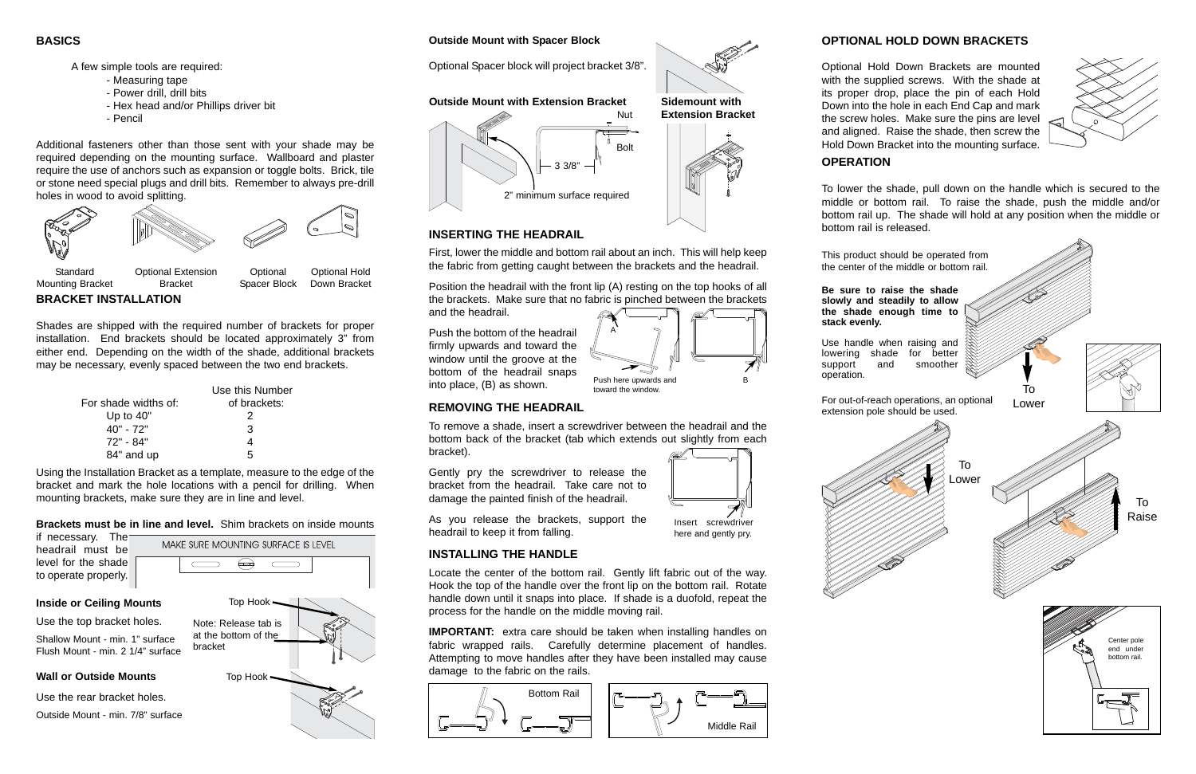## BASICS

A few simple tools are required:

- Measuring tape
- Power drill, drill bits
- Hex head and/or Phillips driver bit
- Pencil

Additional fasteners other than those sent with your shade may be required depending on the mounting surface. Wallboard and plaster require the use of anchors such as expansion or toggle bolts. Brick, tile or stone need special plugs and drill bits. Remember to always pre-drill holes in wood to avoid splitting.

Standard Mounting Bracket | Optional Extension Bracket | Optional Spacer Block | Optional Hold Down Bracket

## BRACKET INSTALLATION

Shades are shipped with the required number of brackets for proper installation. End brackets should be located approximately 3" from either end. Depending on the width of the shade, additional brackets may be necessary, evenly spaced between the two end brackets.

| For shade widths of: | Use this Number of brackets: |
|---|---|
| Up to 40" | 2 |
| 40" - 72" | 3 |
| 72" - 84" | 4 |
| 84" and up | 5 |

Using the Installation Bracket as a template, measure to the edge of the bracket and mark the hole locations with a pencil for drilling. When mounting brackets, make sure they are in line and level.

**Brackets must be in line and level.** Shim brackets on inside mounts if necessary. The headrail must be level for the shade to operate properly.

MAKE SURE MOUNTING SURFACE IS LEVEL

### Inside or Ceiling Mounts

Use the top bracket holes.

Shallow Mount - min. 1" surface
Flush Mount - min. 2 1/4" surface

Top Hook

Note: Release tab is at the bottom of the bracket

### Wall or Outside Mounts

Use the rear bracket holes.

Outside Mount - min. 7/8" surface

Top Hook

### Outside Mount with Spacer Block

Optional Spacer block will project bracket 3/8".

### Outside Mount with Extension Bracket

Nut

Bolt

3 3/8"

2" minimum surface required

### Sidemount with Extension Bracket

## INSERTING THE HEADRAIL

First, lower the middle and bottom rail about an inch. This will help keep the fabric from getting caught between the brackets and the headrail.

Position the headrail with the front lip (A) resting on the top hooks of all the brackets. Make sure that no fabric is pinched between the brackets and the headrail.

Push the bottom of the headrail firmly upwards and toward the window until the groove at the bottom of the headrail snaps into place, (B) as shown.

A

Push here upwards and toward the window.

B

## REMOVING THE HEADRAIL

To remove a shade, insert a screwdriver between the headrail and the bottom back of the bracket (tab which extends out slightly from each bracket).

Gently pry the screwdriver to release the bracket from the headrail. Take care not to damage the painted finish of the headrail.

As you release the brackets, support the headrail to keep it from falling.

Insert screwdriver here and gently pry.

## INSTALLING THE HANDLE

Locate the center of the bottom rail. Gently lift fabric out of the way. Hook the top of the handle over the front lip on the bottom rail. Rotate handle down until it snaps into place. If shade is a duofold, repeat the process for the handle on the middle moving rail.

**IMPORTANT:** extra care should be taken when installing handles on fabric wrapped rails. Carefully determine placement of handles. Attempting to move handles after they have been installed may cause damage to the fabric on the rails.

Bottom Rail

Middle Rail

## OPTIONAL HOLD DOWN BRACKETS

Optional Hold Down Brackets are mounted with the supplied screws. With the shade at its proper drop, place the pin of each Hold Down into the hole in each End Cap and mark the screw holes. Make sure the pins are level and aligned. Raise the shade, then screw the Hold Down Bracket into the mounting surface.

## OPERATION

To lower the shade, pull down on the handle which is secured to the middle or bottom rail. To raise the shade, push the middle and/or bottom rail up. The shade will hold at any position when the middle or bottom rail is released.

This product should be operated from the center of the middle or bottom rail.

**Be sure to raise the shade slowly and steadily to allow the shade enough time to stack evenly.**

Use handle when raising and lowering shade for better support and smoother operation.

For out-of-reach operations, an optional extension pole should be used.

To Lower

To Lower

To Raise

Center pole end under bottom rail.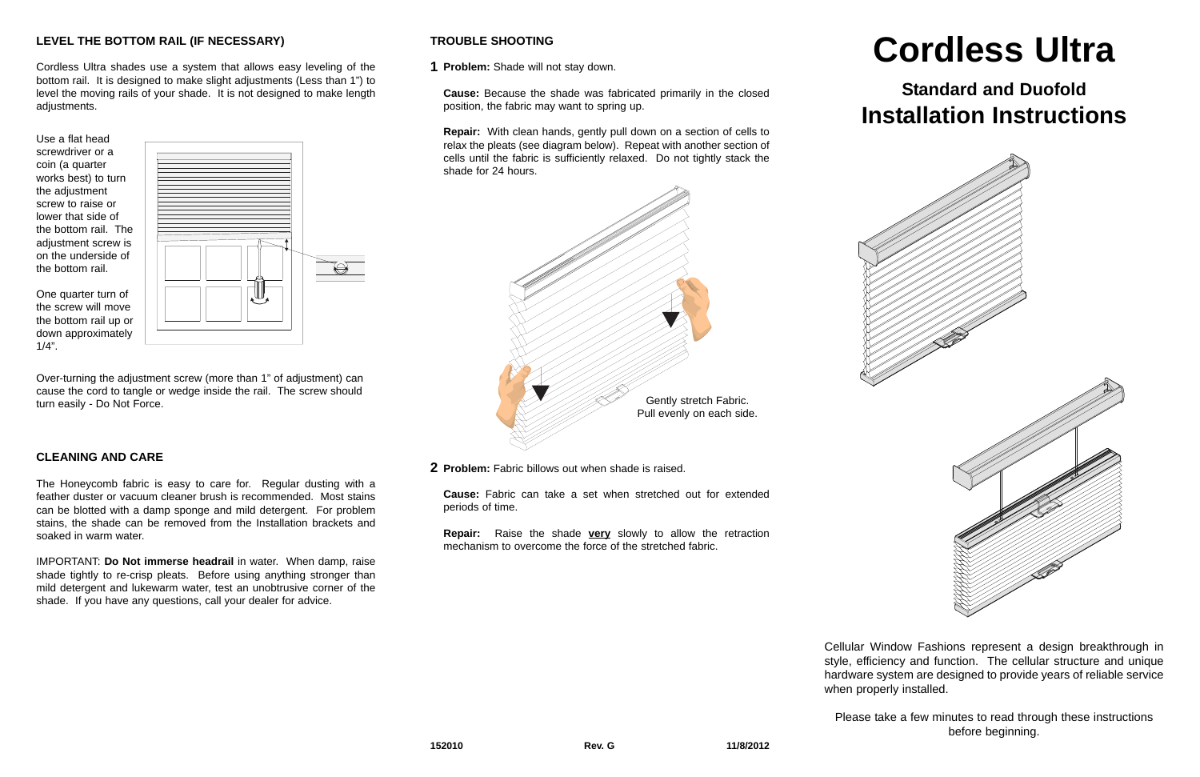## LEVEL THE BOTTOM RAIL (IF NECESSARY)

Cordless Ultra shades use a system that allows easy leveling of the bottom rail. It is designed to make slight adjustments (Less than 1") to level the moving rails of your shade. It is not designed to make length adjustments.

Use a flat head screwdriver or a coin (a quarter works best) to turn the adjustment screw to raise or lower that side of the bottom rail. The adjustment screw is on the underside of the bottom rail.

One quarter turn of the screw will move the bottom rail up or down approximately 1/4".

Over-turning the adjustment screw (more than 1" of adjustment) can cause the cord to tangle or wedge inside the rail. The screw should turn easily - Do Not Force.

## CLEANING AND CARE

The Honeycomb fabric is easy to care for. Regular dusting with a feather duster or vacuum cleaner brush is recommended. Most stains can be blotted with a damp sponge and mild detergent. For problem stains, the shade can be removed from the Installation brackets and soaked in warm water.

IMPORTANT: **Do Not immerse headrail** in water. When damp, raise shade tightly to re-crisp pleats. Before using anything stronger than mild detergent and lukewarm water, test an unobtrusive corner of the shade. If you have any questions, call your dealer for advice.

## TROUBLE SHOOTING

**1 Problem:** Shade will not stay down.

**Cause:** Because the shade was fabricated primarily in the closed position, the fabric may want to spring up.

**Repair:** With clean hands, gently pull down on a section of cells to relax the pleats (see diagram below). Repeat with another section of cells until the fabric is sufficiently relaxed. Do not tightly stack the shade for 24 hours.

Gently stretch Fabric.
Pull evenly on each side.

**2 Problem:** Fabric billows out when shade is raised.

**Cause:** Fabric can take a set when stretched out for extended periods of time.

**Repair:** Raise the shade **very** slowly to allow the retraction mechanism to overcome the force of the stretched fabric.

152010 Rev. G 11/8/2012

# Cordless Ultra

## Standard and Duofold Installation Instructions

Cellular Window Fashions represent a design breakthrough in style, efficiency and function. The cellular structure and unique hardware system are designed to provide years of reliable service when properly installed.

Please take a few minutes to read through these instructions before beginning.